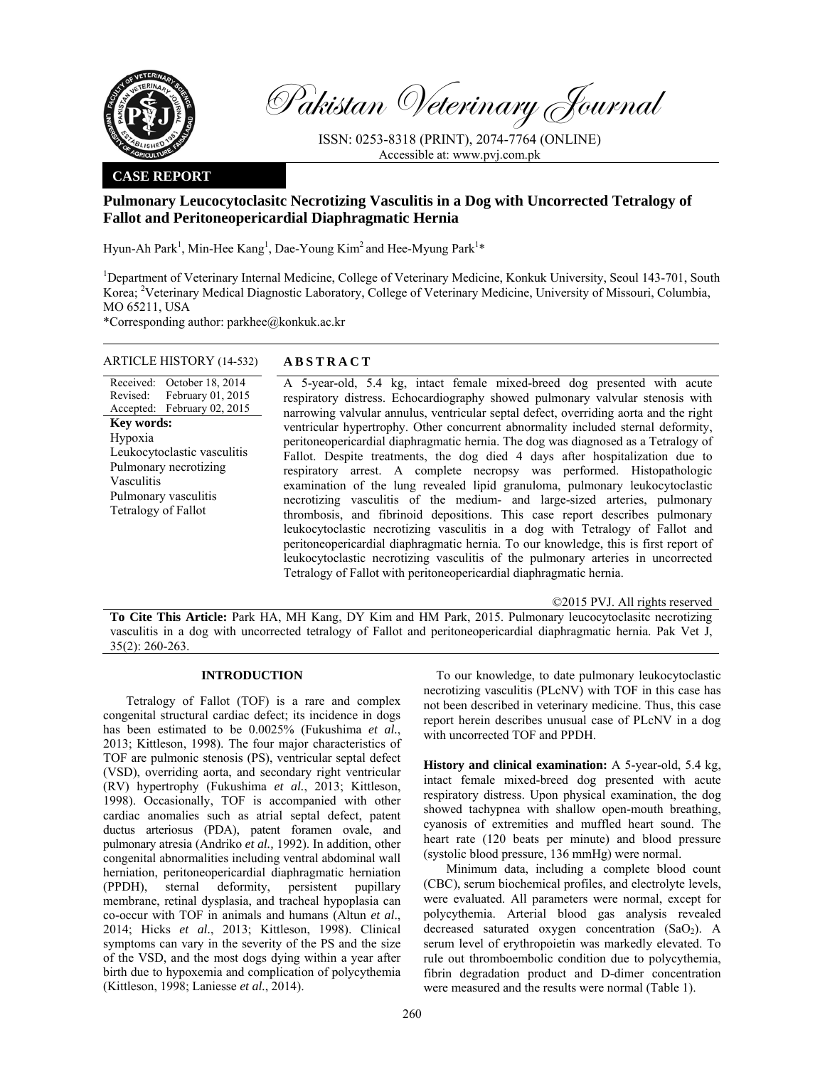Pakistan Veterinary Journal

ISSN: 0253-8318 (PRINT), 2074-7764 (ONLINE)
Accessible at: www.pvj.com.pk

**CASE REPORT**

# Pulmonary Leucocytoclasitc Necrotizing Vasculitis in a Dog with Uncorrected Tetralogy of Fallot and Peritoneopericardial Diaphragmatic Hernia

Hyun-Ah Park[1], Min-Hee Kang[1], Dae-Young Kim[2] and Hee-Myung Park[1]*

[1]Department of Veterinary Internal Medicine, College of Veterinary Medicine, Konkuk University, Seoul 143-701, South Korea; [2]Veterinary Medical Diagnostic Laboratory, College of Veterinary Medicine, University of Missouri, Columbia, MO 65211, USA

*Corresponding author: parkhee@konkuk.ac.kr

ARTICLE HISTORY (14-532)

Received: October 18, 2014
Revised: February 01, 2015
Accepted: February 02, 2015

**Key words:**
Hypoxia
Leukocytoclastic vasculitis
Pulmonary necrotizing
Vasculitis
Pulmonary vasculitis
Tetralogy of Fallot

## ABSTRACT

A 5-year-old, 5.4 kg, intact female mixed-breed dog presented with acute respiratory distress. Echocardiography showed pulmonary valvular stenosis with narrowing valvular annulus, ventricular septal defect, overriding aorta and the right ventricular hypertrophy. Other concurrent abnormality included sternal deformity, peritoneopericardial diaphragmatic hernia. The dog was diagnosed as a Tetralogy of Fallot. Despite treatments, the dog died 4 days after hospitalization due to respiratory arrest. A complete necropsy was performed. Histopathologic examination of the lung revealed lipid granuloma, pulmonary leukocytoclastic necrotizing vasculitis of the medium- and large-sized arteries, pulmonary thrombosis, and fibrinoid depositions. This case report describes pulmonary leukocytoclastic necrotizing vasculitis in a dog with Tetralogy of Fallot and peritoneopericardial diaphragmatic hernia. To our knowledge, this is first report of leukocytoclastic necrotizing vasculitis of the pulmonary arteries in uncorrected Tetralogy of Fallot with peritoneopericardial diaphragmatic hernia.

©2015 PVJ. All rights reserved

**To Cite This Article:** Park HA, MH Kang, DY Kim and HM Park, 2015. Pulmonary leucocytoclasitc necrotizing vasculitis in a dog with uncorrected tetralogy of Fallot and peritoneopericardial diaphragmatic hernia. Pak Vet J, 35(2): 260-263.

## INTRODUCTION

Tetralogy of Fallot (TOF) is a rare and complex congenital structural cardiac defect; its incidence in dogs has been estimated to be 0.0025% (Fukushima *et al.*, 2013; Kittleson, 1998). The four major characteristics of TOF are pulmonic stenosis (PS), ventricular septal defect (VSD), overriding aorta, and secondary right ventricular (RV) hypertrophy (Fukushima *et al.*, 2013; Kittleson, 1998). Occasionally, TOF is accompanied with other cardiac anomalies such as atrial septal defect, patent ductus arteriosus (PDA), patent foramen ovale, and pulmonary atresia (Andriko *et al.,* 1992). In addition, other congenital abnormalities including ventral abdominal wall herniation, peritoneopericardial diaphragmatic herniation (PPDH), sternal deformity, persistent pupillary membrane, retinal dysplasia, and tracheal hypoplasia can co-occur with TOF in animals and humans (Altun *et al*., 2014; Hicks *et al*., 2013; Kittleson, 1998). Clinical symptoms can vary in the severity of the PS and the size of the VSD, and the most dogs dying within a year after birth due to hypoxemia and complication of polycythemia (Kittleson, 1998; Laniesse *et al.*, 2014).

To our knowledge, to date pulmonary leukocytoclastic necrotizing vasculitis (PLcNV) with TOF in this case has not been described in veterinary medicine. Thus, this case report herein describes unusual case of PLcNV in a dog with uncorrected TOF and PPDH.

**History and clinical examination:** A 5-year-old, 5.4 kg, intact female mixed-breed dog presented with acute respiratory distress. Upon physical examination, the dog showed tachypnea with shallow open-mouth breathing, cyanosis of extremities and muffled heart sound. The heart rate (120 beats per minute) and blood pressure (systolic blood pressure, 136 mmHg) were normal.

Minimum data, including a complete blood count (CBC), serum biochemical profiles, and electrolyte levels, were evaluated. All parameters were normal, except for polycythemia. Arterial blood gas analysis revealed decreased saturated oxygen concentration ($SaO_2$). A serum level of erythropoietin was markedly elevated. To rule out thromboembolic condition due to polycythemia, fibrin degradation product and D-dimer concentration were measured and the results were normal (Table 1).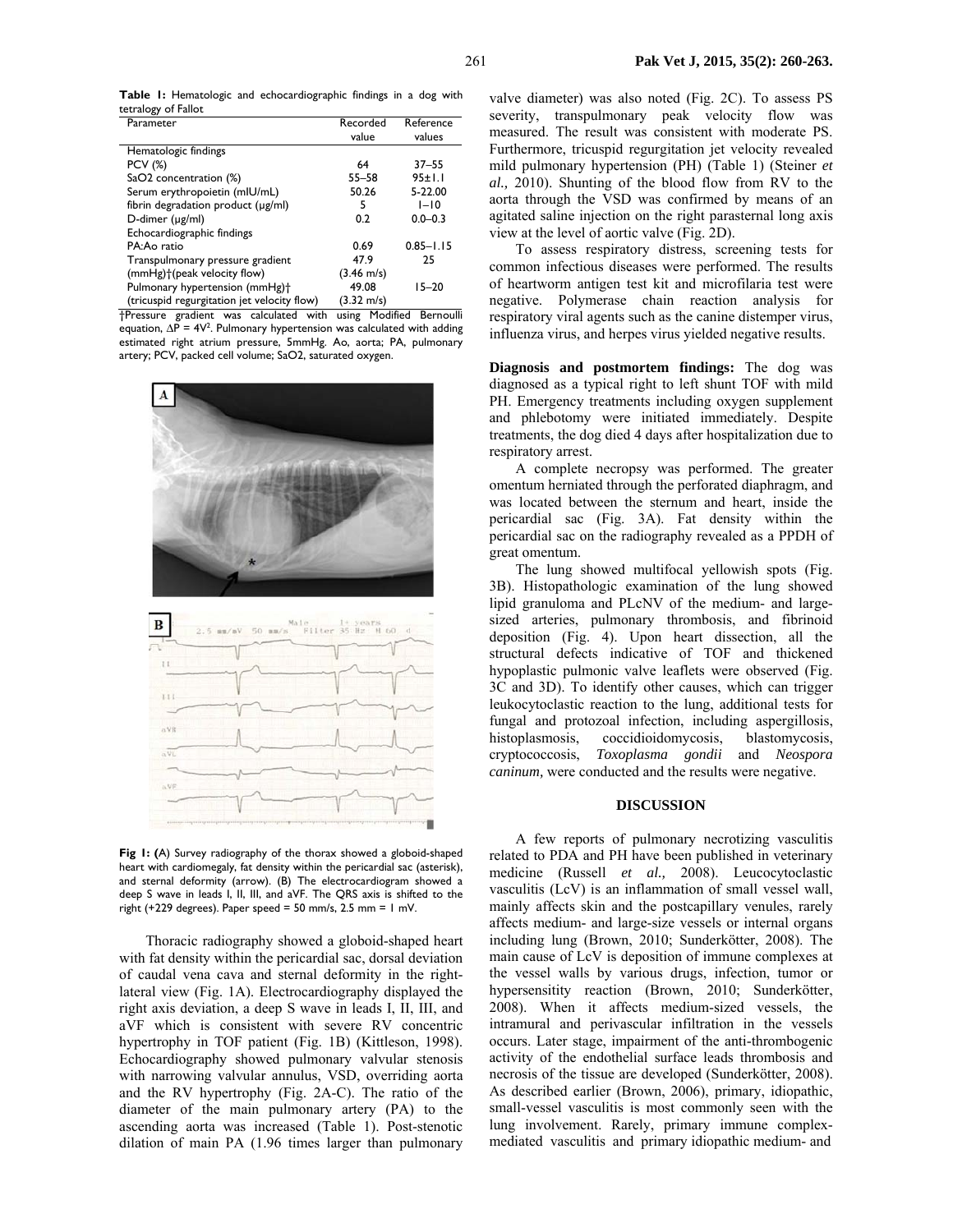**Table 1:** Hematologic and echocardiographic findings in a dog with tetralogy of Fallot

| Parameter | Recorded value | Reference values |
|---|---|---|
| Hematologic findings | | |
| PCV (%) | 64 | 37–55 |
| SaO2 concentration (%) | 55–58 | 95±1.1 |
| Serum erythropoietin (mIU/mL) | 50.26 | 5-22.00 |
| fibrin degradation product (μg/ml) | 5 | 1–10 |
| D-dimer (μg/ml) | 0.2 | 0.0–0.3 |
| Echocardiographic findings | | |
| PA:Ao ratio | 0.69 | 0.85–1.15 |
| Transpulmonary pressure gradient (mmHg)†(peak velocity flow) | 47.9 (3.46 m/s) | 25 |
| Pulmonary hypertension (mmHg)† (tricuspid regurgitation jet velocity flow) | 49.08 (3.32 m/s) | 15–20 |

†Pressure gradient was calculated with using Modified Bernoulli equation, $\Delta P = 4V^2$. Pulmonary hypertension was calculated with adding estimated right atrium pressure, 5mmHg. Ao, aorta; PA, pulmonary artery; PCV, packed cell volume; SaO2, saturated oxygen.

**Fig 1: (**A) Survey radiography of the thorax showed a globoid-shaped heart with cardiomegaly, fat density within the pericardial sac (asterisk), and sternal deformity (arrow). (B) The electrocardiogram showed a deep S wave in leads I, II, III, and aVF. The QRS axis is shifted to the right (+229 degrees). Paper speed = 50 mm/s, 2.5 mm = 1 mV.

Thoracic radiography showed a globoid-shaped heart with fat density within the pericardial sac, dorsal deviation of caudal vena cava and sternal deformity in the right-lateral view (Fig. 1A). Electrocardiography displayed the right axis deviation, a deep S wave in leads I, II, III, and aVF which is consistent with severe RV concentric hypertrophy in TOF patient (Fig. 1B) (Kittleson, 1998). Echocardiography showed pulmonary valvular stenosis with narrowing valvular annulus, VSD, overriding aorta and the RV hypertrophy (Fig. 2A-C). The ratio of the diameter of the main pulmonary artery (PA) to the ascending aorta was increased (Table 1). Post-stenotic dilation of main PA (1.96 times larger than pulmonary valve diameter) was also noted (Fig. 2C). To assess PS severity, transpulmonary peak velocity flow was measured. The result was consistent with moderate PS. Furthermore, tricuspid regurgitation jet velocity revealed mild pulmonary hypertension (PH) (Table 1) (Steiner *et al.,* 2010). Shunting of the blood flow from RV to the aorta through the VSD was confirmed by means of an agitated saline injection on the right parasternal long axis view at the level of aortic valve (Fig. 2D).

To assess respiratory distress, screening tests for common infectious diseases were performed. The results of heartworm antigen test kit and microfilaria test were negative. Polymerase chain reaction analysis for respiratory viral agents such as the canine distemper virus, influenza virus, and herpes virus yielded negative results.

**Diagnosis and postmortem findings:** The dog was diagnosed as a typical right to left shunt TOF with mild PH. Emergency treatments including oxygen supplement and phlebotomy were initiated immediately. Despite treatments, the dog died 4 days after hospitalization due to respiratory arrest.

A complete necropsy was performed. The greater omentum herniated through the perforated diaphragm, and was located between the sternum and heart, inside the pericardial sac (Fig. 3A). Fat density within the pericardial sac on the radiography revealed as a PPDH of great omentum.

The lung showed multifocal yellowish spots (Fig. 3B). Histopathologic examination of the lung showed lipid granuloma and PLcNV of the medium- and large-sized arteries, pulmonary thrombosis, and fibrinoid deposition (Fig. 4). Upon heart dissection, all the structural defects indicative of TOF and thickened hypoplastic pulmonic valve leaflets were observed (Fig. 3C and 3D). To identify other causes, which can trigger leukocytoclastic reaction to the lung, additional tests for fungal and protozoal infection, including aspergillosis, histoplasmosis, coccidioidomycosis, blastomycosis, cryptococcosis, *Toxoplasma gondii* and *Neospora caninum,* were conducted and the results were negative.

## DISCUSSION

A few reports of pulmonary necrotizing vasculitis related to PDA and PH have been published in veterinary medicine (Russell *et al.,* 2008). Leucocytoclastic vasculitis (LcV) is an inflammation of small vessel wall, mainly affects skin and the postcapillary venules, rarely affects medium- and large-size vessels or internal organs including lung (Brown, 2010; Sunderkötter, 2008). The main cause of LcV is deposition of immune complexes at the vessel walls by various drugs, infection, tumor or hypersensitity reaction (Brown, 2010; Sunderkötter, 2008). When it affects medium-sized vessels, the intramural and perivascular infiltration in the vessels occurs. Later stage, impairment of the anti-thrombogenic activity of the endothelial surface leads thrombosis and necrosis of the tissue are developed (Sunderkötter, 2008). As described earlier (Brown, 2006), primary, idiopathic, small-vessel vasculitis is most commonly seen with the lung involvement. Rarely, primary immune complex-mediated vasculitis and primary idiopathic medium- and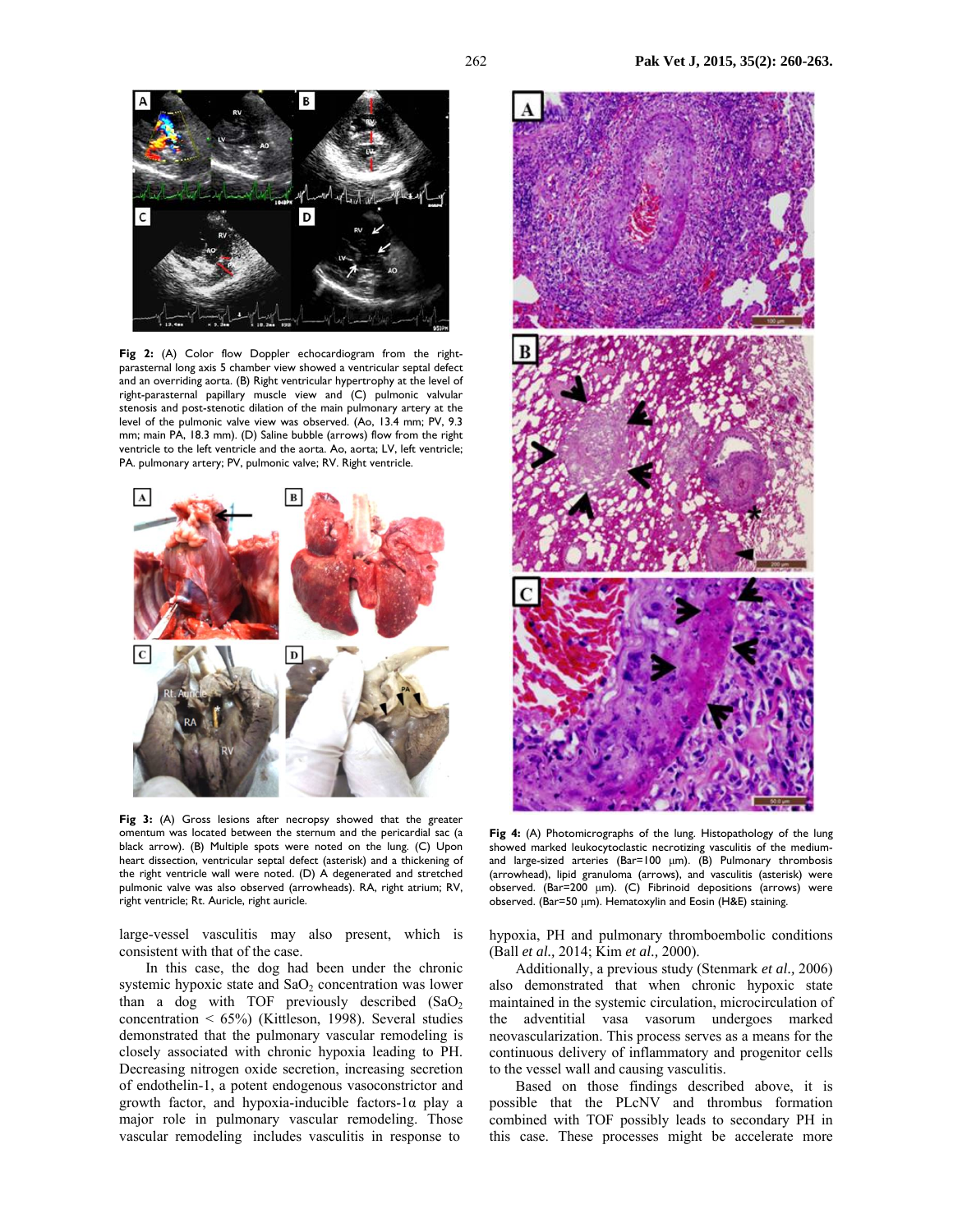**Fig 2:** (A) Color flow Doppler echocardiogram from the right-parasternal long axis 5 chamber view showed a ventricular septal defect and an overriding aorta. (B) Right ventricular hypertrophy at the level of right-parasternal papillary muscle view and (C) pulmonic valvular stenosis and post-stenotic dilation of the main pulmonary artery at the level of the pulmonic valve view was observed. (Ao, 13.4 mm; PV, 9.3 mm; main PA, 18.3 mm). (D) Saline bubble (arrows) flow from the right ventricle to the left ventricle and the aorta. Ao, aorta; LV, left ventricle; PA. pulmonary artery; PV, pulmonic valve; RV. Right ventricle.

**Fig 3:** (A) Gross lesions after necropsy showed that the greater omentum was located between the sternum and the pericardial sac (a black arrow). (B) Multiple spots were noted on the lung. (C) Upon heart dissection, ventricular septal defect (asterisk) and a thickening of the right ventricle wall were noted. (D) A degenerated and stretched pulmonic valve was also observed (arrowheads). RA, right atrium; RV, right ventricle; Rt. Auricle, right auricle.

**Fig 4:** (A) Photomicrographs of the lung. Histopathology of the lung showed marked leukocytoclastic necrotizing vasculitis of the medium- and large-sized arteries (Bar=100 μm). (B) Pulmonary thrombosis (arrowhead), lipid granuloma (arrows), and vasculitis (asterisk) were observed. (Bar=200 μm). (C) Fibrinoid depositions (arrows) were observed. (Bar=50 μm). Hematoxylin and Eosin (H&E) staining.

large-vessel vasculitis may also present, which is consistent with that of the case.

In this case, the dog had been under the chronic systemic hypoxic state and $SaO_2$ concentration was lower than a dog with TOF previously described ($SaO_2$ concentration < 65%) (Kittleson, 1998). Several studies demonstrated that the pulmonary vascular remodeling is closely associated with chronic hypoxia leading to PH. Decreasing nitrogen oxide secretion, increasing secretion of endothelin-1, a potent endogenous vasoconstrictor and growth factor, and hypoxia-inducible factors-1α play a major role in pulmonary vascular remodeling. Those vascular remodeling includes vasculitis in response to hypoxia, PH and pulmonary thromboembolic conditions (Ball *et al.,* 2014; Kim *et al.,* 2000).

Additionally, a previous study (Stenmark *et al.,* 2006) also demonstrated that when chronic hypoxic state maintained in the systemic circulation, microcirculation of the adventitial vasa vasorum undergoes marked neovascularization. This process serves as a means for the continuous delivery of inflammatory and progenitor cells to the vessel wall and causing vasculitis.

Based on those findings described above, it is possible that the PLcNV and thrombus formation combined with TOF possibly leads to secondary PH in this case. These processes might be accelerate more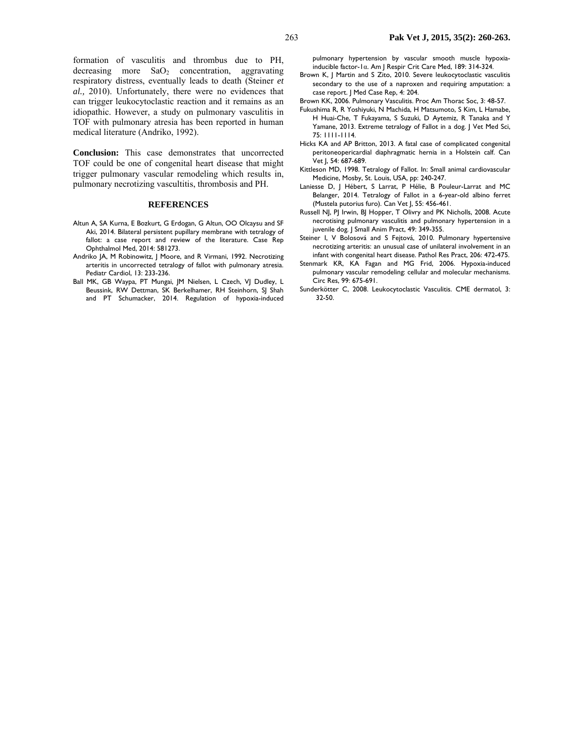formation of vasculitis and thrombus due to PH, decreasing more $SaO_2$ concentration, aggravating respiratory distress, eventually leads to death (Steiner *et al.*, 2010). Unfortunately, there were no evidences that can trigger leukocytoclastic reaction and it remains as an idiopathic. However, a study on pulmonary vasculitis in TOF with pulmonary atresia has been reported in human medical literature (Andriko, 1992).

**Conclusion:** This case demonstrates that uncorrected TOF could be one of congenital heart disease that might trigger pulmonary vascular remodeling which results in, pulmonary necrotizing vascultitis, thrombosis and PH.

## REFERENCES

Altun A, SA Kurna, E Bozkurt, G Erdogan, G Altun, OO Olcaysu and SF Aki, 2014. Bilateral persistent pupillary membrane with tetralogy of fallot: a case report and review of the literature. Case Rep Ophthalmol Med, 2014: 581273.

Andriko JA, M Robinowitz, J Moore, and R Virmani, 1992. Necrotizing arteritis in uncorrected tetralogy of fallot with pulmonary atresia. Pediatr Cardiol, 13: 233-236.

Ball MK, GB Waypa, PT Mungai, JM Nielsen, L Czech, VJ Dudley, L Beussink, RW Dettman, SK Berkelhamer, RH Steinhorn, SJ Shah and PT Schumacker, 2014. Regulation of hypoxia-induced pulmonary hypertension by vascular smooth muscle hypoxia-inducible factor-1α. Am J Respir Crit Care Med, 189: 314-324.

Brown K, J Martin and S Zito, 2010. Severe leukocytoclastic vasculitis secondary to the use of a naproxen and requiring amputation: a case report. J Med Case Rep, 4: 204.

Brown KK, 2006. Pulmonary Vasculitis. Proc Am Thorac Soc, 3: 48-57.

Fukushima R, R Yoshiyuki, N Machida, H Matsumoto, S Kim, L Hamabe, H Huai-Che, T Fukayama, S Suzuki, D Aytemiz, R Tanaka and Y Yamane, 2013. Extreme tetralogy of Fallot in a dog. J Vet Med Sci, 75: 1111-1114.

Hicks KA and AP Britton, 2013. A fatal case of complicated congenital peritoneopericardial diaphragmatic hernia in a Holstein calf. Can Vet J, 54: 687-689.

Kittleson MD, 1998. Tetralogy of Fallot. In: Small animal cardiovascular Medicine, Mosby, St. Louis, USA, pp: 240-247.

Laniesse D, J Hébert, S Larrat, P Hélie, B Pouleur-Larrat and MC Belanger, 2014. Tetralogy of Fallot in a 6-year-old albino ferret (Mustela putorius furo). Can Vet J, 55: 456-461.

Russell NJ, PJ Irwin, BJ Hopper, T Olivry and PK Nicholls, 2008. Acute necrotising pulmonary vasculitis and pulmonary hypertension in a juvenile dog. J Small Anim Pract, 49: 349-355.

Steiner I, V Bolosová and S Fejtová, 2010. Pulmonary hypertensive necrotizing arteritis: an unusual case of unilateral involvement in an infant with congenital heart disease. Pathol Res Pract, 206: 472-475.

Stenmark KR, KA Fagan and MG Frid, 2006. Hypoxia-induced pulmonary vascular remodeling: cellular and molecular mechanisms. Circ Res, 99: 675-691.

Sunderkötter C, 2008. Leukocytoclastic Vasculitis. CME dermatol, 3: 32-50.